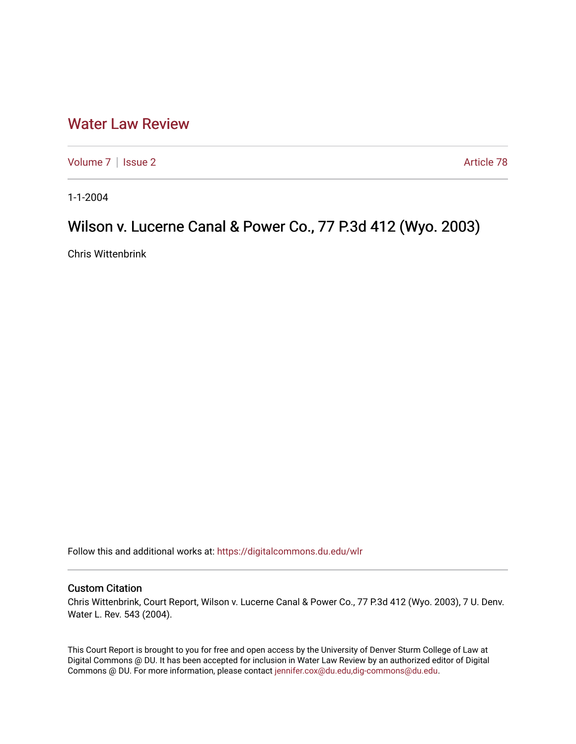# Water Law Review

Volume 7 | Issue 2 Article 78

1-1-2004

## Wilson v. Lucerne Canal & Power Co., 77 P.3d 412 (Wyo. 2003)

Chris Wittenbrink

Follow this and additional works at: https://digitalcommons.du.edu/wlr

### Custom Citation

Chris Wittenbrink, Court Report, Wilson v. Lucerne Canal & Power Co., 77 P.3d 412 (Wyo. 2003), 7 U. Denv. Water L. Rev. 543 (2004).

This Court Report is brought to you for free and open access by the University of Denver Sturm College of Law at Digital Commons @ DU. It has been accepted for inclusion in Water Law Review by an authorized editor of Digital Commons @ DU. For more information, please contact jennifer.cox@du.edu,dig-commons@du.edu.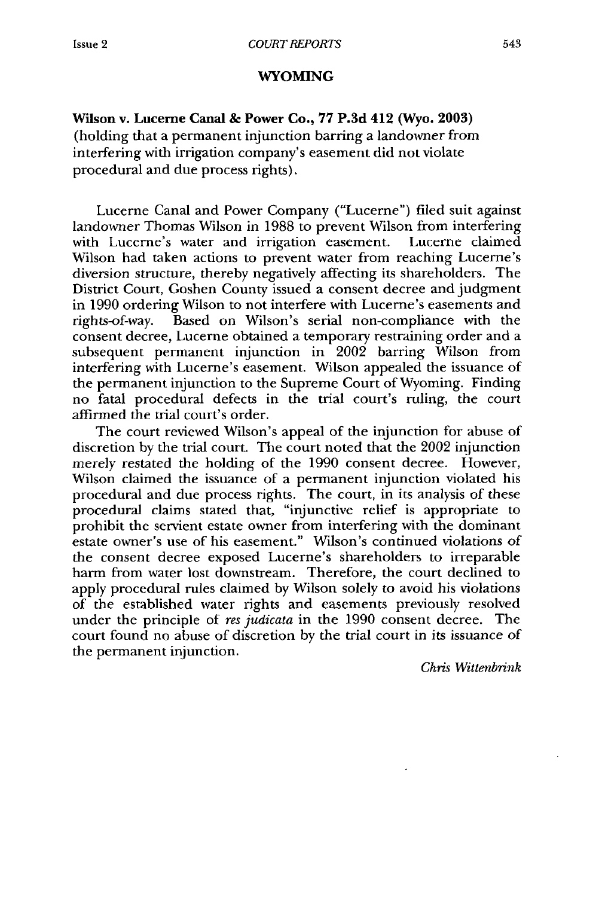## WYOMING

**Wilson v. Lucerne Canal & Power Co., 77 P.3d 412 (Wyo. 2003)** (holding that a permanent injunction barring a landowner from interfering with irrigation company's easement did not violate procedural and due process rights).

Lucerne Canal and Power Company ("Lucerne") filed suit against landowner Thomas Wilson in 1988 to prevent Wilson from interfering with Lucerne's water and irrigation easement. Lucerne claimed Wilson had taken actions to prevent water from reaching Lucerne's diversion structure, thereby negatively affecting its shareholders. The District Court, Goshen County issued a consent decree and judgment in 1990 ordering Wilson to not interfere with Lucerne's easements and rights-of-way. Based on Wilson's serial non-compliance with the consent decree, Lucerne obtained a temporary restraining order and a subsequent permanent injunction in 2002 barring Wilson from interfering with Lucerne's easement. Wilson appealed the issuance of the permanent injunction to the Supreme Court of Wyoming. Finding no fatal procedural defects in the trial court's ruling, the court affirmed the trial court's order.

The court reviewed Wilson's appeal of the injunction for abuse of discretion by the trial court. The court noted that the 2002 injunction merely restated the holding of the 1990 consent decree. However, Wilson claimed the issuance of a permanent injunction violated his procedural and due process rights. The court, in its analysis of these procedural claims stated that, "injunctive relief is appropriate to prohibit the servient estate owner from interfering with the dominant estate owner's use of his easement." Wilson's continued violations of the consent decree exposed Lucerne's shareholders to irreparable harm from water lost downstream. Therefore, the court declined to apply procedural rules claimed by Wilson solely to avoid his violations of the established water rights and easements previously resolved under the principle of *res judicata* in the 1990 consent decree. The court found no abuse of discretion by the trial court in its issuance of the permanent injunction.

*Chris Wittenbrink*